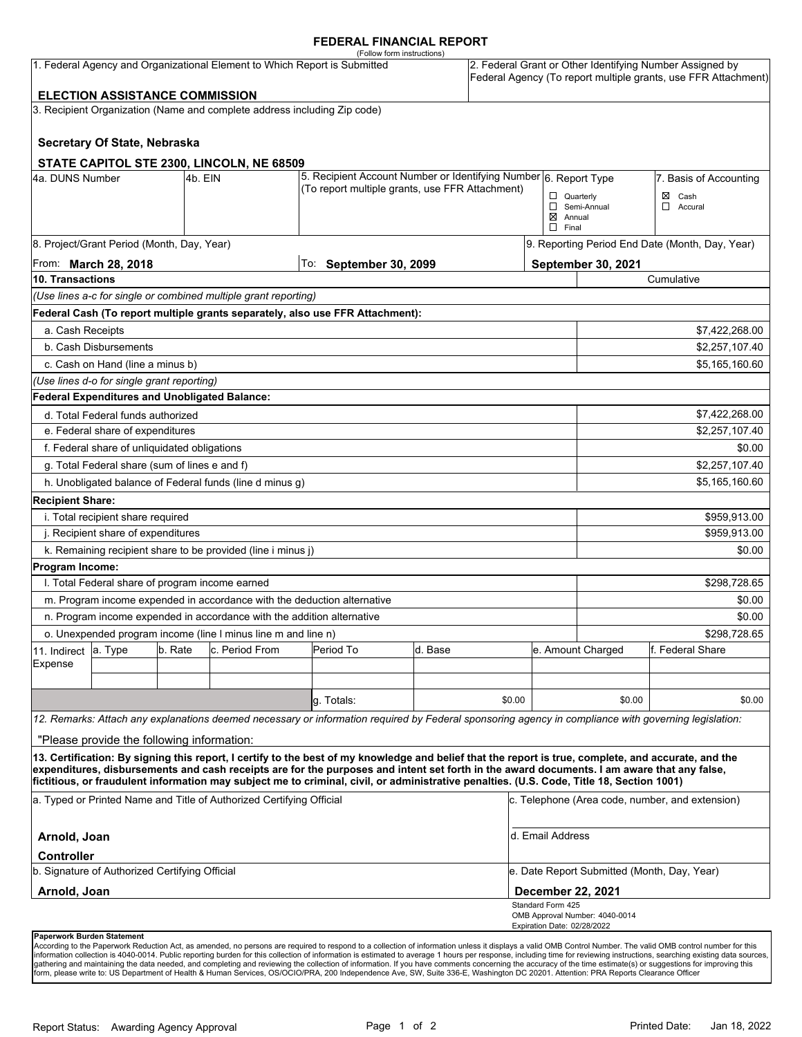# FEDERAL FINANCIAL REPORT

(Follow form instructions)

| 1. Federal Agency and Organizational Element to Which Report is Submitted | 2. Federal Grant or Other Identifying Number Assigned by Federal Agency (To report multiple grants, use FFR Attachment) |
|---|---|
| **ELECTION ASSISTANCE COMMISSION** | |

3. Recipient Organization (Name and complete address including Zip code)

**Secretary Of State, Nebraska**

**STATE CAPITOL STE 2300, LINCOLN, NE 68509**

| 4a. DUNS Number | 4b. EIN | 5. Recipient Account Number or Identifying Number (To report multiple grants, use FFR Attachment) | 6. Report Type | 7. Basis of Accounting |
|---|---|---|---|---|
| | | | ☐ Quarterly<br>☐ Semi-Annual<br>☒ Annual<br>☐ Final | ☒ Cash<br>☐ Accural |

| 8. Project/Grant Period (Month, Day, Year) | | 9. Reporting Period End Date (Month, Day, Year) |
|---|---|---|
| From: **March 28, 2018** | To: **September 30, 2099** | **September 30, 2021** |

| 10. Transactions | Cumulative |
|---|---|
| *(Use lines a-c for single or combined multiple grant reporting)* | |
| **Federal Cash (To report multiple grants separately, also use FFR Attachment):** | |
| a. Cash Receipts | $7,422,268.00 |
| b. Cash Disbursements | $2,257,107.40 |
| c. Cash on Hand (line a minus b) | $5,165,160.60 |
| *(Use lines d-o for single grant reporting)* | |
| **Federal Expenditures and Unobligated Balance:** | |
| d. Total Federal funds authorized | $7,422,268.00 |
| e. Federal share of expenditures | $2,257,107.40 |
| f. Federal share of unliquidated obligations | $0.00 |
| g. Total Federal share (sum of lines e and f) | $2,257,107.40 |
| h. Unobligated balance of Federal funds (line d minus g) | $5,165,160.60 |
| **Recipient Share:** | |
| i. Total recipient share required | $959,913.00 |
| j. Recipient share of expenditures | $959,913.00 |
| k. Remaining recipient share to be provided (line i minus j) | $0.00 |
| **Program Income:** | |
| l. Total Federal share of program income earned | $298,728.65 |
| m. Program income expended in accordance with the deduction alternative | $0.00 |
| n. Program income expended in accordance with the addition alternative | $0.00 |
| o. Unexpended program income (line l minus line m and line n) | $298,728.65 |

| 11. Indirect Expense | a. Type | b. Rate | c. Period From | Period To | d. Base | e. Amount Charged | f. Federal Share |
|---|---|---|---|---|---|---|---|
| | | | | | | | |
| | | | | | | | |
| | | | | g. Totals: | $0.00 | $0.00 | $0.00 |

*12. Remarks: Attach any explanations deemed necessary or information required by Federal sponsoring agency in compliance with governing legislation:*

"Please provide the following information:

**13. Certification: By signing this report, I certify to the best of my knowledge and belief that the report is true, complete, and accurate, and the expenditures, disbursements and cash receipts are for the purposes and intent set forth in the award documents. I am aware that any false, fictitious, or fraudulent information may subject me to criminal, civil, or administrative penalties. (U.S. Code, Title 18, Section 1001)**

| a. Typed or Printed Name and Title of Authorized Certifying Official | c. Telephone (Area code, number, and extension) |
|---|---|
| **Arnold, Joan**<br>**Controller** | d. Email Address |
| b. Signature of Authorized Certifying Official | e. Date Report Submitted (Month, Day, Year) |
| **Arnold, Joan** | **December 22, 2021** |

Standard Form 425
OMB Approval Number: 4040-0014
Expiration Date: 02/28/2022

**Paperwork Burden Statement**

According to the Paperwork Reduction Act, as amended, no persons are required to respond to a collection of information unless it displays a valid OMB Control Number. The valid OMB control number for this information collection is 4040-0014. Public reporting burden for this collection of information is estimated to average 1 hours per response, including time for reviewing instructions, searching existing data sources, gathering and maintaining the data needed, and completing and reviewing the collection of information. If you have comments concerning the accuracy of the time estimate(s) or suggestions for improving this form, please write to: US Department of Health & Human Services, OS/OCIO/PRA, 200 Independence Ave, SW, Suite 336-E, Washington DC 20201. Attention: PRA Reports Clearance Officer

Report Status: Awarding Agency Approval

Printed Date: Jan 18, 2022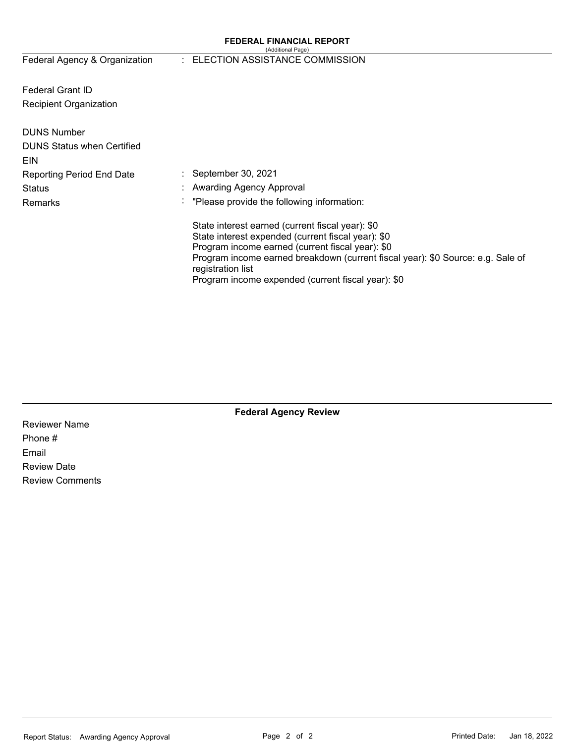# FEDERAL FINANCIAL REPORT

(Additional Page)

| | | |
|---|---|---|
| Federal Agency & Organization | : | ELECTION ASSISTANCE COMMISSION |
| Federal Grant ID | | |
| Recipient Organization | | |
| DUNS Number | | |
| DUNS Status when Certified | | |
| EIN | | |
| Reporting Period End Date | : | September 30, 2021 |
| Status | : | Awarding Agency Approval |
| Remarks | : | "Please provide the following information: |

State interest earned (current fiscal year): $0
State interest expended (current fiscal year): $0
Program income earned (current fiscal year): $0
Program income earned breakdown (current fiscal year): $0 Source: e.g. Sale of registration list
Program income expended (current fiscal year): $0

## Federal Agency Review

Reviewer Name
Phone #
Email
Review Date
Review Comments

Report Status: Awarding Agency Approval

Printed Date: Jan 18, 2022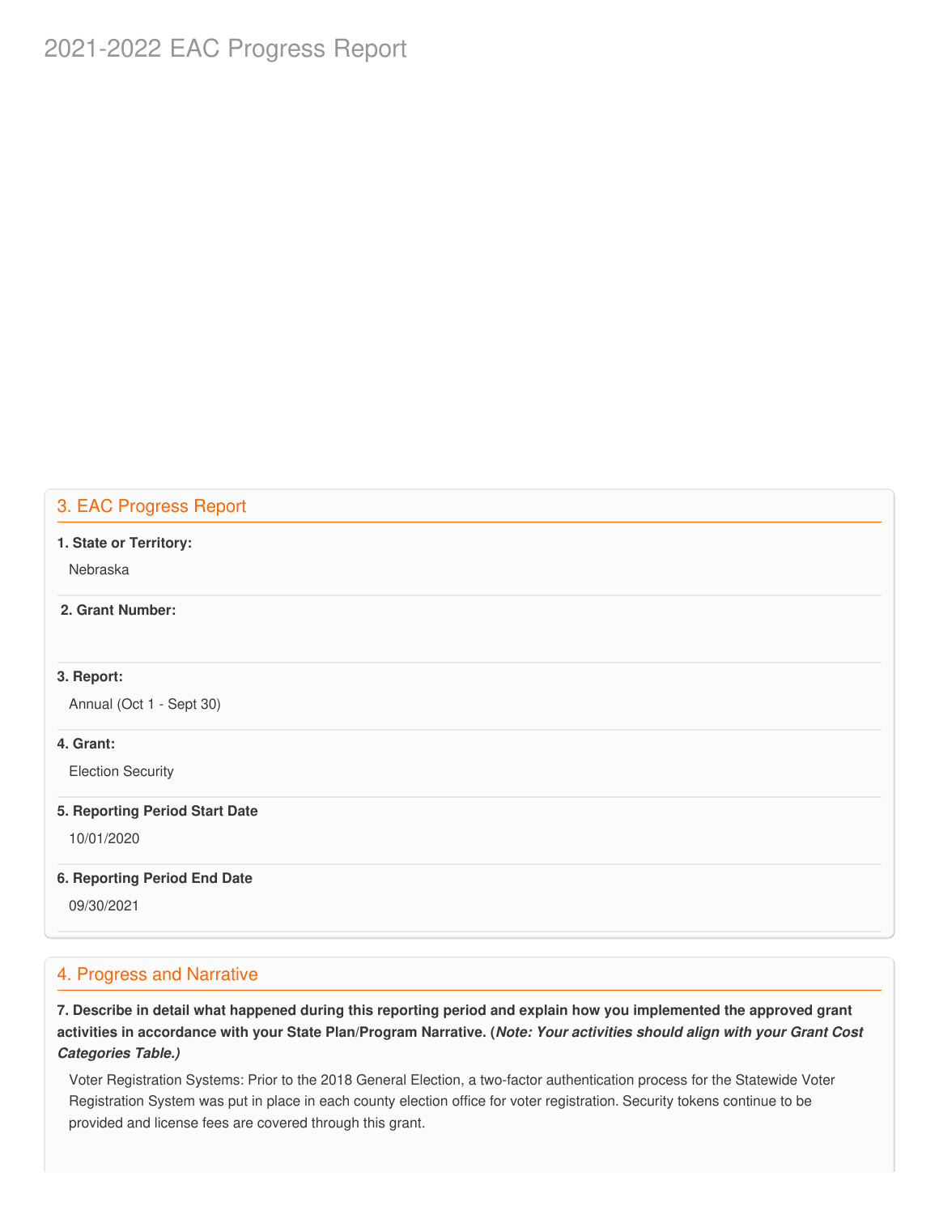# 2021-2022 EAC Progress Report

## 3. EAC Progress Report

**1. State or Territory:**

Nebraska

**2. Grant Number:**

**3. Report:**

Annual (Oct 1 - Sept 30)

**4. Grant:**

Election Security

**5. Reporting Period Start Date**

10/01/2020

**6. Reporting Period End Date**

09/30/2021

## 4. Progress and Narrative

**7. Describe in detail what happened during this reporting period and explain how you implemented the approved grant activities in accordance with your State Plan/Program Narrative. (*Note: Your activities should align with your Grant Cost Categories Table.)***

Voter Registration Systems: Prior to the 2018 General Election, a two-factor authentication process for the Statewide Voter Registration System was put in place in each county election office for voter registration. Security tokens continue to be provided and license fees are covered through this grant.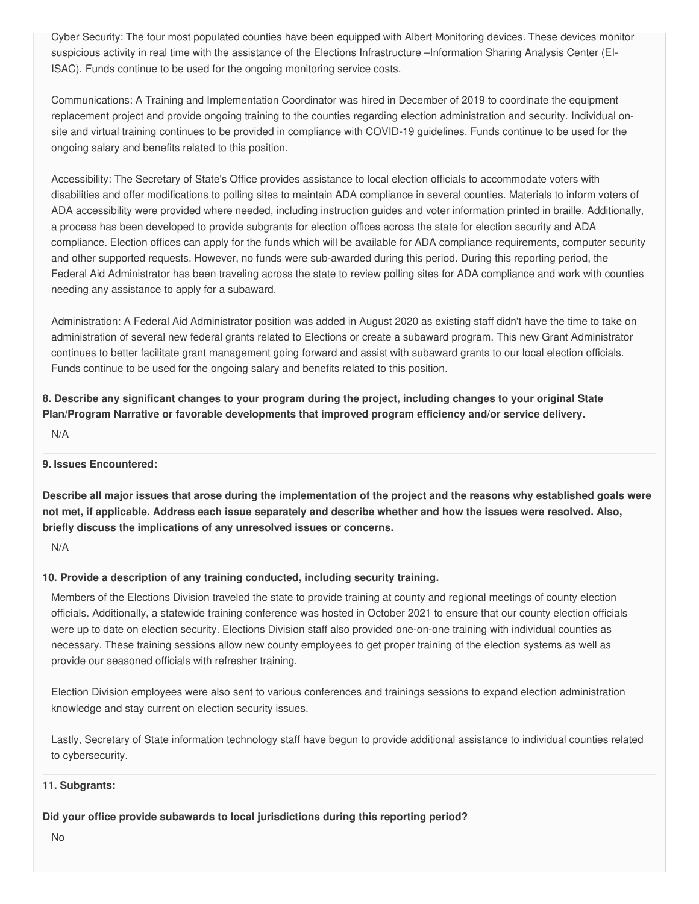Cyber Security: The four most populated counties have been equipped with Albert Monitoring devices. These devices monitor suspicious activity in real time with the assistance of the Elections Infrastructure –Information Sharing Analysis Center (EI-ISAC). Funds continue to be used for the ongoing monitoring service costs.

Communications: A Training and Implementation Coordinator was hired in December of 2019 to coordinate the equipment replacement project and provide ongoing training to the counties regarding election administration and security. Individual on-site and virtual training continues to be provided in compliance with COVID-19 guidelines. Funds continue to be used for the ongoing salary and benefits related to this position.

Accessibility: The Secretary of State's Office provides assistance to local election officials to accommodate voters with disabilities and offer modifications to polling sites to maintain ADA compliance in several counties. Materials to inform voters of ADA accessibility were provided where needed, including instruction guides and voter information printed in braille. Additionally, a process has been developed to provide subgrants for election offices across the state for election security and ADA compliance. Election offices can apply for the funds which will be available for ADA compliance requirements, computer security and other supported requests. However, no funds were sub-awarded during this period. During this reporting period, the Federal Aid Administrator has been traveling across the state to review polling sites for ADA compliance and work with counties needing any assistance to apply for a subaward.

Administration: A Federal Aid Administrator position was added in August 2020 as existing staff didn't have the time to take on administration of several new federal grants related to Elections or create a subaward program. This new Grant Administrator continues to better facilitate grant management going forward and assist with subaward grants to our local election officials. Funds continue to be used for the ongoing salary and benefits related to this position.

**8. Describe any significant changes to your program during the project, including changes to your original State Plan/Program Narrative or favorable developments that improved program efficiency and/or service delivery.**

N/A

**9. Issues Encountered:**

**Describe all major issues that arose during the implementation of the project and the reasons why established goals were not met, if applicable. Address each issue separately and describe whether and how the issues were resolved. Also, briefly discuss the implications of any unresolved issues or concerns.**

N/A

**10. Provide a description of any training conducted, including security training.**

Members of the Elections Division traveled the state to provide training at county and regional meetings of county election officials. Additionally, a statewide training conference was hosted in October 2021 to ensure that our county election officials were up to date on election security. Elections Division staff also provided one-on-one training with individual counties as necessary. These training sessions allow new county employees to get proper training of the election systems as well as provide our seasoned officials with refresher training.

Election Division employees were also sent to various conferences and trainings sessions to expand election administration knowledge and stay current on election security issues.

Lastly, Secretary of State information technology staff have begun to provide additional assistance to individual counties related to cybersecurity.

**11. Subgrants:**

**Did your office provide subawards to local jurisdictions during this reporting period?**

No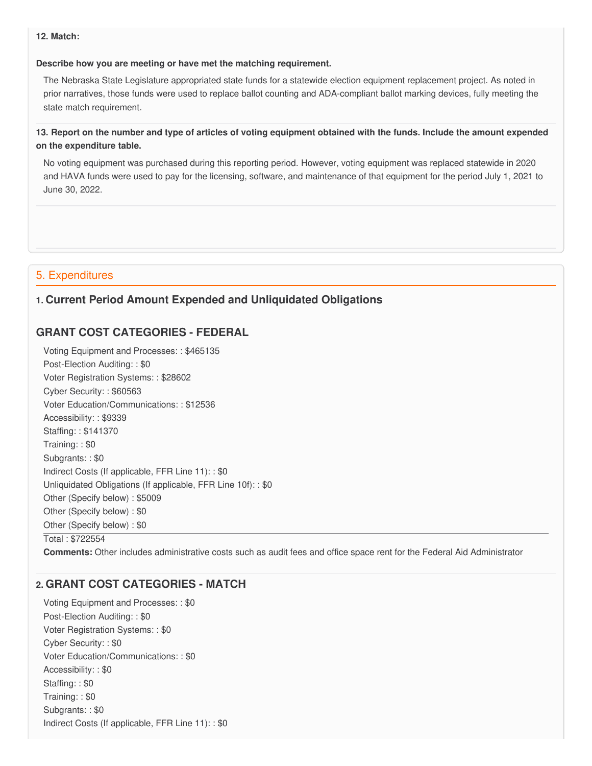**12. Match:**

**Describe how you are meeting or have met the matching requirement.**

The Nebraska State Legislature appropriated state funds for a statewide election equipment replacement project. As noted in prior narratives, those funds were used to replace ballot counting and ADA-compliant ballot marking devices, fully meeting the state match requirement.

**13. Report on the number and type of articles of voting equipment obtained with the funds. Include the amount expended on the expenditure table.**

No voting equipment was purchased during this reporting period. However, voting equipment was replaced statewide in 2020 and HAVA funds were used to pay for the licensing, software, and maintenance of that equipment for the period July 1, 2021 to June 30, 2022.

## 5. Expenditures

### 1. Current Period Amount Expended and Unliquidated Obligations

### GRANT COST CATEGORIES - FEDERAL

Voting Equipment and Processes: : $465135
Post-Election Auditing: : $0
Voter Registration Systems: : $28602
Cyber Security: : $60563
Voter Education/Communications: : $12536
Accessibility: : $9339
Staffing: : $141370
Training: : $0
Subgrants: : $0
Indirect Costs (If applicable, FFR Line 11): : $0
Unliquidated Obligations (If applicable, FFR Line 10f): : $0
Other (Specify below) : $5009
Other (Specify below) : $0
Other (Specify below) : $0

Total : $722554

**Comments:** Other includes administrative costs such as audit fees and office space rent for the Federal Aid Administrator

### 2. GRANT COST CATEGORIES - MATCH

Voting Equipment and Processes: : $0
Post-Election Auditing: : $0
Voter Registration Systems: : $0
Cyber Security: : $0
Voter Education/Communications: : $0
Accessibility: : $0
Staffing: : $0
Training: : $0
Subgrants: : $0
Indirect Costs (If applicable, FFR Line 11): : $0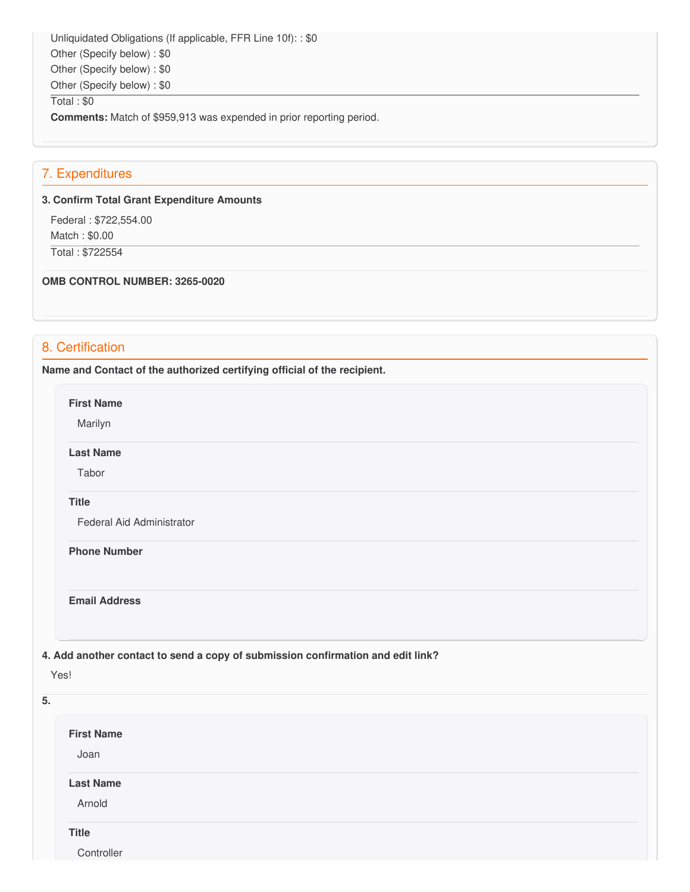Unliquidated Obligations (If applicable, FFR Line 10f): : $0
Other (Specify below) : $0
Other (Specify below) : $0
Other (Specify below) : $0

Total : $0

**Comments:** Match of $959,913 was expended in prior reporting period.

## 7. Expenditures

**3. Confirm Total Grant Expenditure Amounts**

Federal : $722,554.00
Match : $0.00

Total : $722554

**OMB CONTROL NUMBER: 3265-0020**

## 8. Certification

**Name and Contact of the authorized certifying official of the recipient.**

**First Name**

Marilyn

**Last Name**

Tabor

**Title**

Federal Aid Administrator

**Phone Number**

**Email Address**

**4. Add another contact to send a copy of submission confirmation and edit link?**

Yes!

**5.**

**First Name**

Joan

**Last Name**

Arnold

**Title**

Controller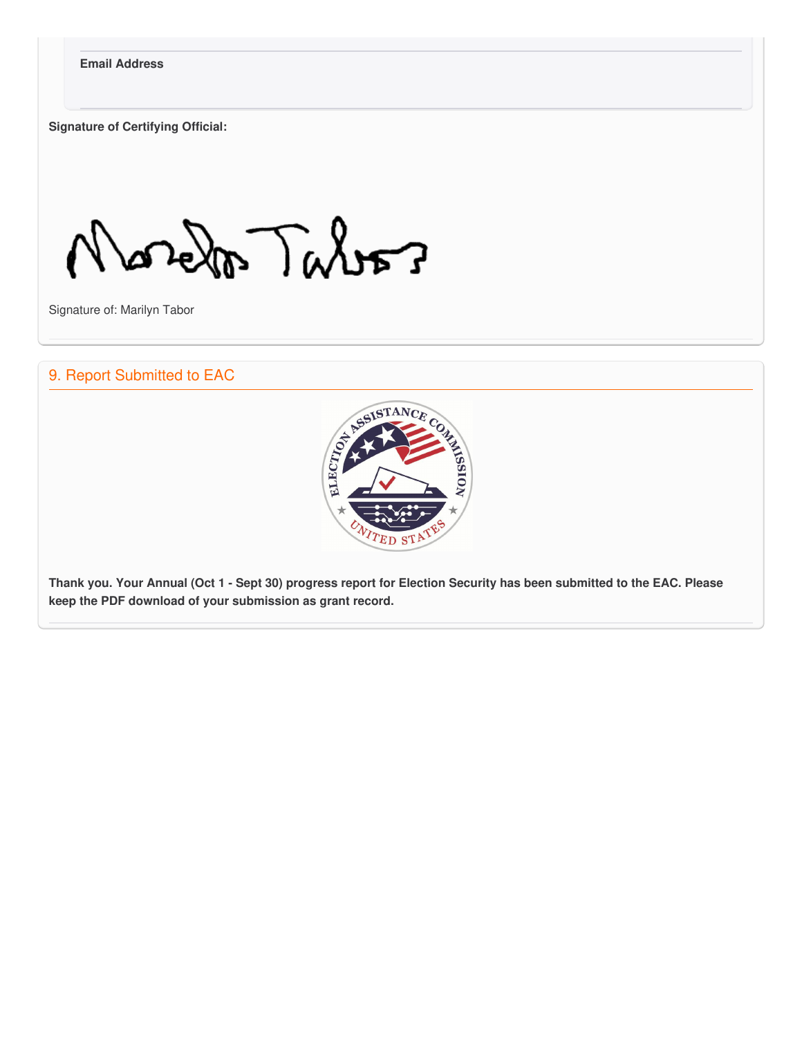**Email Address**

**Signature of Certifying Official:**

Signature of: Marilyn Tabor

## 9. Report Submitted to EAC

**Thank you. Your Annual (Oct 1 - Sept 30) progress report for Election Security has been submitted to the EAC. Please keep the PDF download of your submission as grant record.**